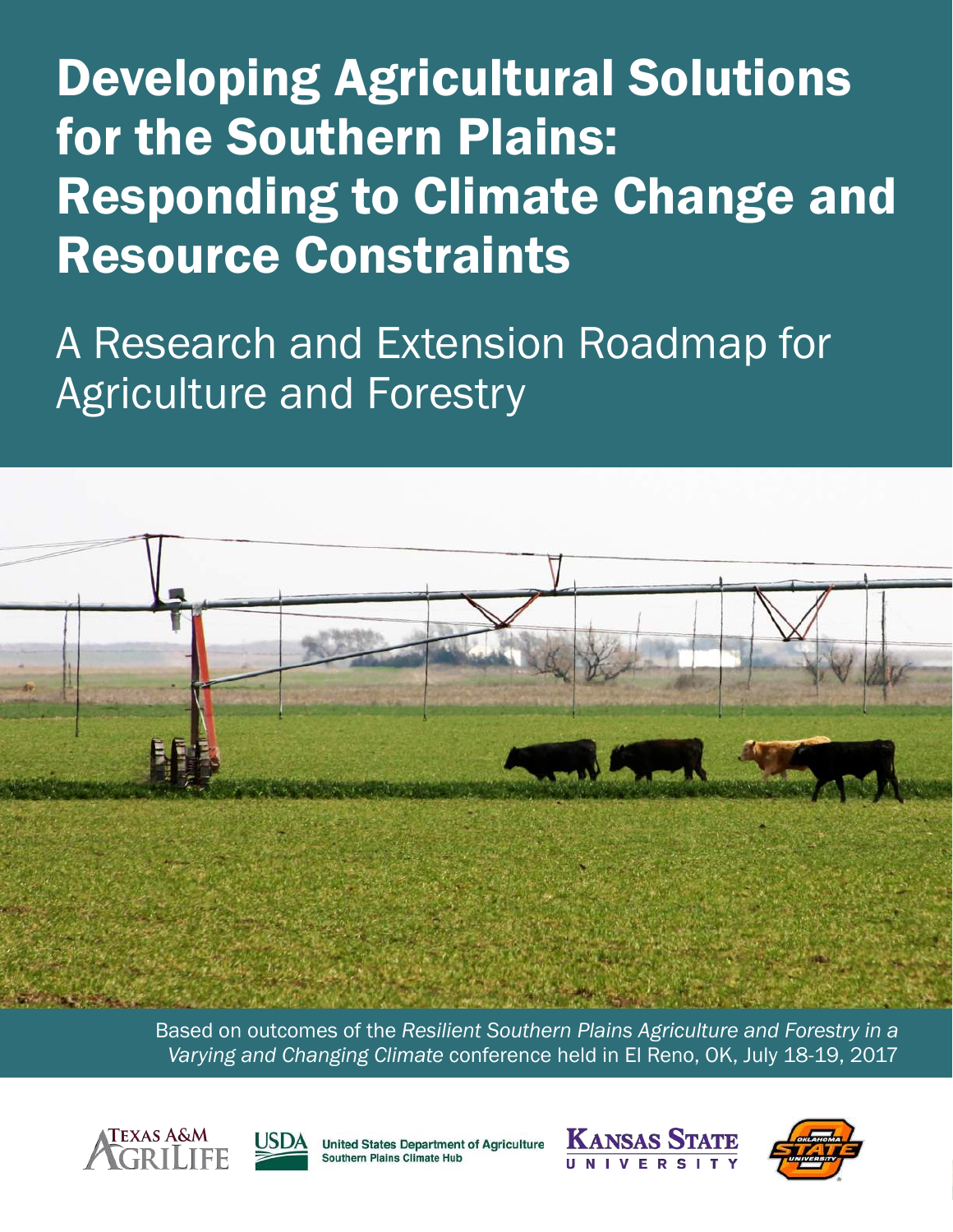# Developing Agricultural Solutions for the Southern Plains: Responding to Climate Change and Resource Constraints

## A Research and Extension Roadmap for Agriculture and Forestry

Based on outcomes of the *Resilient Southern Plains Agriculture and Forestry in a Varying and Changing Climate* conference held in El Reno, OK, July 18-19, 2017

Texas A&M AgriLife

USDA United States Department of Agriculture Southern Plains Climate Hub

Kansas State University

Oklahoma State University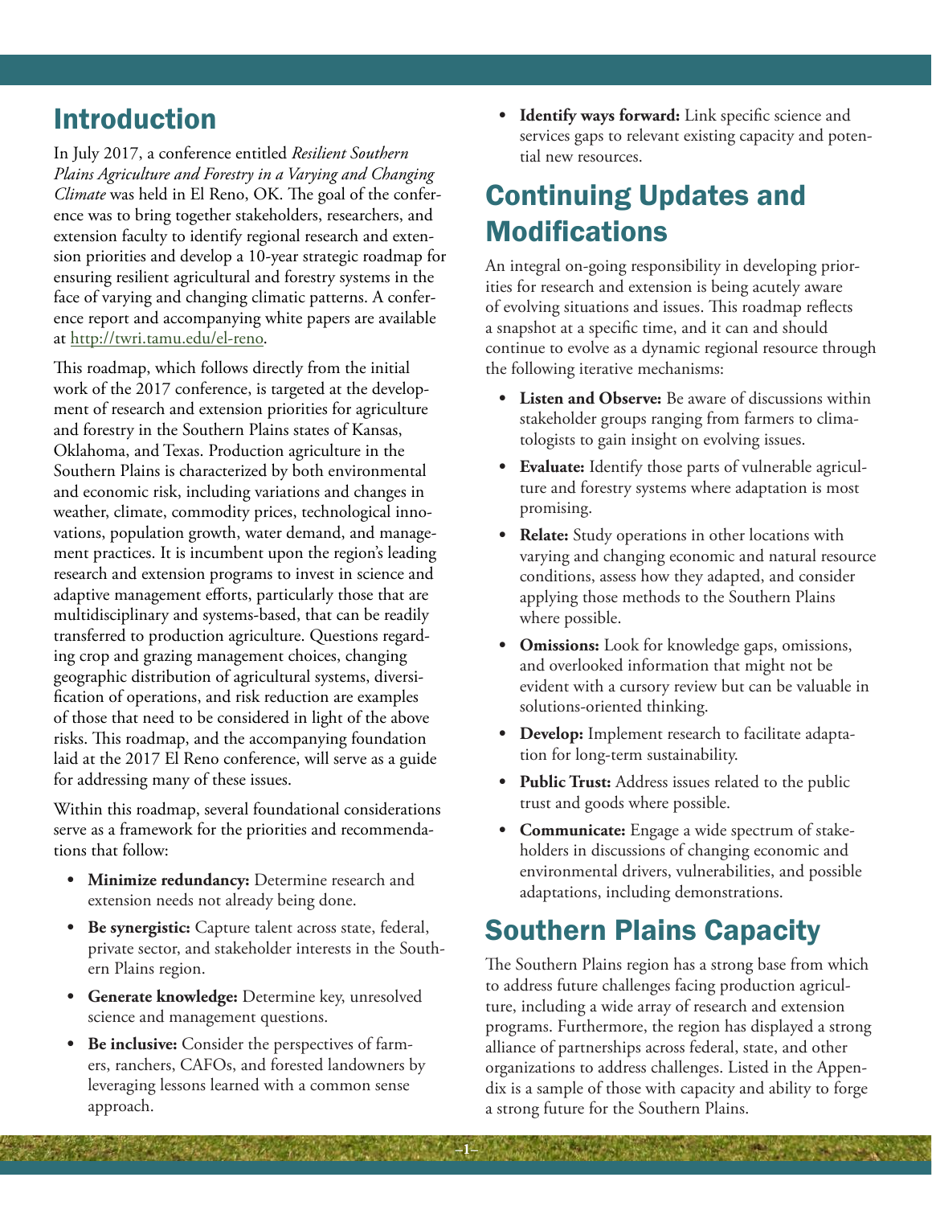## Introduction

In July 2017, a conference entitled *Resilient Southern Plains Agriculture and Forestry in a Varying and Changing Climate* was held in El Reno, OK. The goal of the conference was to bring together stakeholders, researchers, and extension faculty to identify regional research and extension priorities and develop a 10-year strategic roadmap for ensuring resilient agricultural and forestry systems in the face of varying and changing climatic patterns. A conference report and accompanying white papers are available at http://twri.tamu.edu/el-reno.

This roadmap, which follows directly from the initial work of the 2017 conference, is targeted at the development of research and extension priorities for agriculture and forestry in the Southern Plains states of Kansas, Oklahoma, and Texas. Production agriculture in the Southern Plains is characterized by both environmental and economic risk, including variations and changes in weather, climate, commodity prices, technological innovations, population growth, water demand, and management practices. It is incumbent upon the region's leading research and extension programs to invest in science and adaptive management efforts, particularly those that are multidisciplinary and systems-based, that can be readily transferred to production agriculture. Questions regarding crop and grazing management choices, changing geographic distribution of agricultural systems, diversification of operations, and risk reduction are examples of those that need to be considered in light of the above risks. This roadmap, and the accompanying foundation laid at the 2017 El Reno conference, will serve as a guide for addressing many of these issues.

Within this roadmap, several foundational considerations serve as a framework for the priorities and recommendations that follow:

- **Minimize redundancy:** Determine research and extension needs not already being done.
- **Be synergistic:** Capture talent across state, federal, private sector, and stakeholder interests in the Southern Plains region.
- **Generate knowledge:** Determine key, unresolved science and management questions.
- **Be inclusive:** Consider the perspectives of farmers, ranchers, CAFOs, and forested landowners by leveraging lessons learned with a common sense approach.
- **Identify ways forward:** Link specific science and services gaps to relevant existing capacity and potential new resources.

## Continuing Updates and Modifications

An integral on-going responsibility in developing priorities for research and extension is being acutely aware of evolving situations and issues. This roadmap reflects a snapshot at a specific time, and it can and should continue to evolve as a dynamic regional resource through the following iterative mechanisms:

- **Listen and Observe:** Be aware of discussions within stakeholder groups ranging from farmers to climatologists to gain insight on evolving issues.
- **Evaluate:** Identify those parts of vulnerable agriculture and forestry systems where adaptation is most promising.
- **Relate:** Study operations in other locations with varying and changing economic and natural resource conditions, assess how they adapted, and consider applying those methods to the Southern Plains where possible.
- **Omissions:** Look for knowledge gaps, omissions, and overlooked information that might not be evident with a cursory review but can be valuable in solutions-oriented thinking.
- **Develop:** Implement research to facilitate adaptation for long-term sustainability.
- **Public Trust:** Address issues related to the public trust and goods where possible.
- **Communicate:** Engage a wide spectrum of stakeholders in discussions of changing economic and environmental drivers, vulnerabilities, and possible adaptations, including demonstrations.

## Southern Plains Capacity

The Southern Plains region has a strong base from which to address future challenges facing production agriculture, including a wide array of research and extension programs. Furthermore, the region has displayed a strong alliance of partnerships across federal, state, and other organizations to address challenges. Listed in the Appendix is a sample of those with capacity and ability to forge a strong future for the Southern Plains.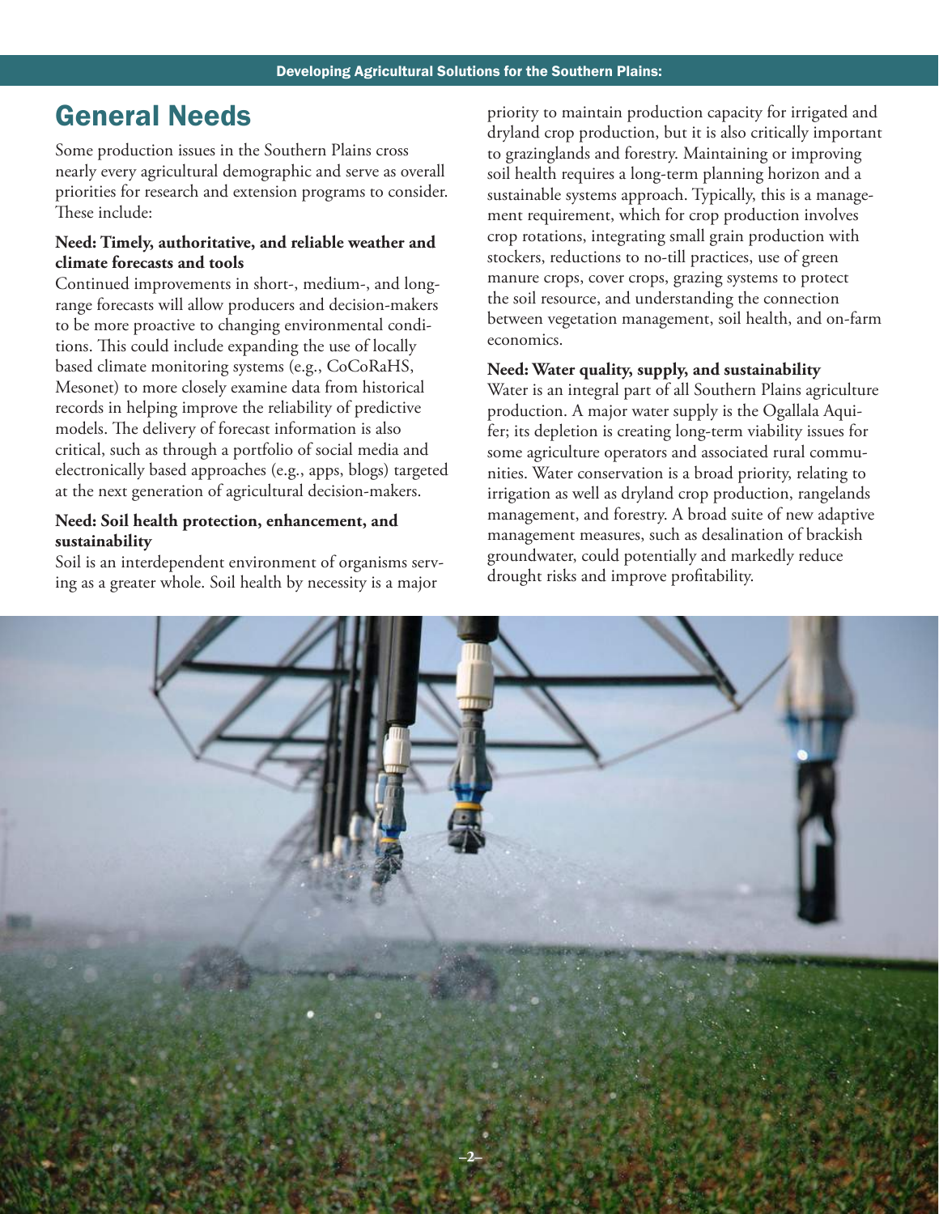## General Needs

Some production issues in the Southern Plains cross nearly every agricultural demographic and serve as overall priorities for research and extension programs to consider. These include:

**Need: Timely, authoritative, and reliable weather and climate forecasts and tools**

Continued improvements in short-, medium-, and long-range forecasts will allow producers and decision-makers to be more proactive to changing environmental conditions. This could include expanding the use of locally based climate monitoring systems (e.g., CoCoRaHS, Mesonet) to more closely examine data from historical records in helping improve the reliability of predictive models. The delivery of forecast information is also critical, such as through a portfolio of social media and electronically based approaches (e.g., apps, blogs) targeted at the next generation of agricultural decision-makers.

**Need: Soil health protection, enhancement, and sustainability**

Soil is an interdependent environment of organisms serving as a greater whole. Soil health by necessity is a major priority to maintain production capacity for irrigated and dryland crop production, but it is also critically important to grazinglands and forestry. Maintaining or improving soil health requires a long-term planning horizon and a sustainable systems approach. Typically, this is a management requirement, which for crop production involves crop rotations, integrating small grain production with stockers, reductions to no-till practices, use of green manure crops, cover crops, grazing systems to protect the soil resource, and understanding the connection between vegetation management, soil health, and on-farm economics.

**Need: Water quality, supply, and sustainability**

Water is an integral part of all Southern Plains agriculture production. A major water supply is the Ogallala Aquifer; its depletion is creating long-term viability issues for some agriculture operators and associated rural communities. Water conservation is a broad priority, relating to irrigation as well as dryland crop production, rangelands management, and forestry. A broad suite of new adaptive management measures, such as desalination of brackish groundwater, could potentially and markedly reduce drought risks and improve profitability.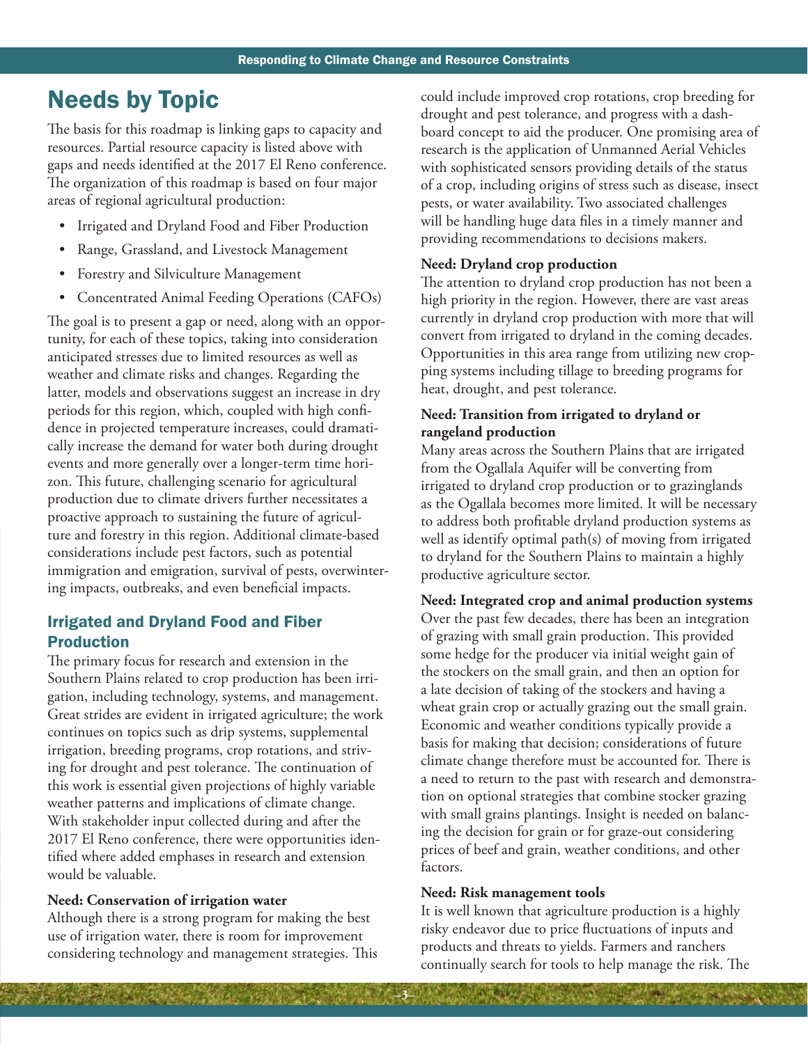## Needs by Topic

The basis for this roadmap is linking gaps to capacity and resources. Partial resource capacity is listed above with gaps and needs identified at the 2017 El Reno conference. The organization of this roadmap is based on four major areas of regional agricultural production:

- Irrigated and Dryland Food and Fiber Production
- Range, Grassland, and Livestock Management
- Forestry and Silviculture Management
- Concentrated Animal Feeding Operations (CAFOs)

The goal is to present a gap or need, along with an opportunity, for each of these topics, taking into consideration anticipated stresses due to limited resources as well as weather and climate risks and changes. Regarding the latter, models and observations suggest an increase in dry periods for this region, which, coupled with high confidence in projected temperature increases, could dramatically increase the demand for water both during drought events and more generally over a longer-term time horizon. This future, challenging scenario for agricultural production due to climate drivers further necessitates a proactive approach to sustaining the future of agriculture and forestry in this region. Additional climate-based considerations include pest factors, such as potential immigration and emigration, survival of pests, overwintering impacts, outbreaks, and even beneficial impacts.

### Irrigated and Dryland Food and Fiber Production

The primary focus for research and extension in the Southern Plains related to crop production has been irrigation, including technology, systems, and management. Great strides are evident in irrigated agriculture; the work continues on topics such as drip systems, supplemental irrigation, breeding programs, crop rotations, and striving for drought and pest tolerance. The continuation of this work is essential given projections of highly variable weather patterns and implications of climate change. With stakeholder input collected during and after the 2017 El Reno conference, there were opportunities identified where added emphases in research and extension would be valuable.

**Need: Conservation of irrigation water**
Although there is a strong program for making the best use of irrigation water, there is room for improvement considering technology and management strategies. This could include improved crop rotations, crop breeding for drought and pest tolerance, and progress with a dashboard concept to aid the producer. One promising area of research is the application of Unmanned Aerial Vehicles with sophisticated sensors providing details of the status of a crop, including origins of stress such as disease, insect pests, or water availability. Two associated challenges will be handling huge data files in a timely manner and providing recommendations to decisions makers.

**Need: Dryland crop production**
The attention to dryland crop production has not been a high priority in the region. However, there are vast areas currently in dryland crop production with more that will convert from irrigated to dryland in the coming decades. Opportunities in this area range from utilizing new cropping systems including tillage to breeding programs for heat, drought, and pest tolerance.

**Need: Transition from irrigated to dryland or rangeland production**
Many areas across the Southern Plains that are irrigated from the Ogallala Aquifer will be converting from irrigated to dryland crop production or to grazinglands as the Ogallala becomes more limited. It will be necessary to address both profitable dryland production systems as well as identify optimal path(s) of moving from irrigated to dryland for the Southern Plains to maintain a highly productive agriculture sector.

**Need: Integrated crop and animal production systems**
Over the past few decades, there has been an integration of grazing with small grain production. This provided some hedge for the producer via initial weight gain of the stockers on the small grain, and then an option for a late decision of taking of the stockers and having a wheat grain crop or actually grazing out the small grain. Economic and weather conditions typically provide a basis for making that decision; considerations of future climate change therefore must be accounted for. There is a need to return to the past with research and demonstration on optional strategies that combine stocker grazing with small grains plantings. Insight is needed on balancing the decision for grain or for graze-out considering prices of beef and grain, weather conditions, and other factors.

**Need: Risk management tools**
It is well known that agriculture production is a highly risky endeavor due to price fluctuations of inputs and products and threats to yields. Farmers and ranchers continually search for tools to help manage the risk. The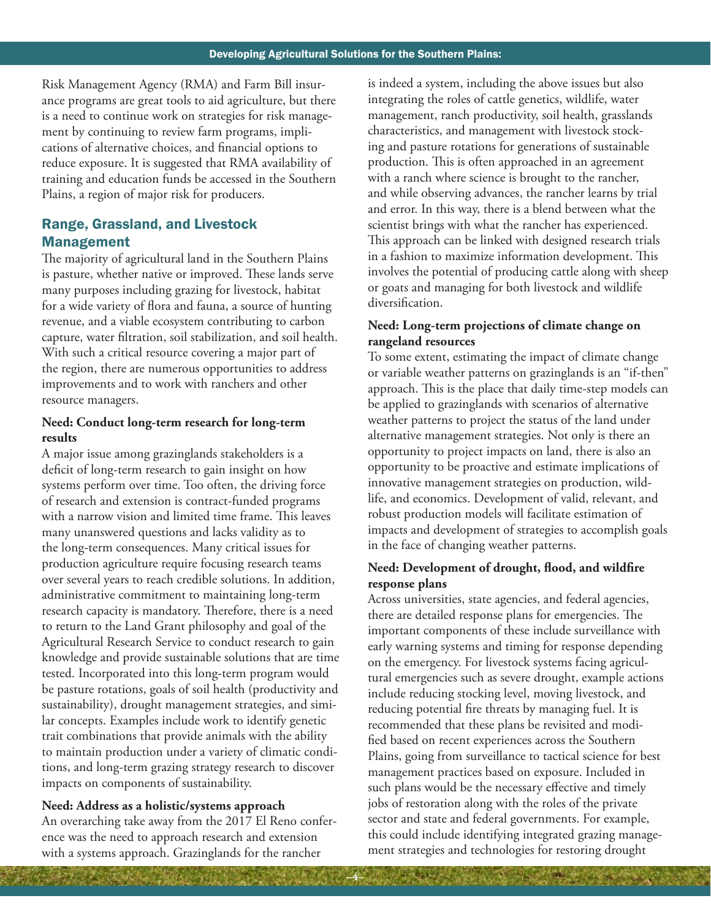Risk Management Agency (RMA) and Farm Bill insurance programs are great tools to aid agriculture, but there is a need to continue work on strategies for risk management by continuing to review farm programs, implications of alternative choices, and financial options to reduce exposure. It is suggested that RMA availability of training and education funds be accessed in the Southern Plains, a region of major risk for producers.

## Range, Grassland, and Livestock Management

The majority of agricultural land in the Southern Plains is pasture, whether native or improved. These lands serve many purposes including grazing for livestock, habitat for a wide variety of flora and fauna, a source of hunting revenue, and a viable ecosystem contributing to carbon capture, water filtration, soil stabilization, and soil health. With such a critical resource covering a major part of the region, there are numerous opportunities to address improvements and to work with ranchers and other resource managers.

### Need: Conduct long-term research for long-term results

A major issue among grazinglands stakeholders is a deficit of long-term research to gain insight on how systems perform over time. Too often, the driving force of research and extension is contract-funded programs with a narrow vision and limited time frame. This leaves many unanswered questions and lacks validity as to the long-term consequences. Many critical issues for production agriculture require focusing research teams over several years to reach credible solutions. In addition, administrative commitment to maintaining long-term research capacity is mandatory. Therefore, there is a need to return to the Land Grant philosophy and goal of the Agricultural Research Service to conduct research to gain knowledge and provide sustainable solutions that are time tested. Incorporated into this long-term program would be pasture rotations, goals of soil health (productivity and sustainability), drought management strategies, and similar concepts. Examples include work to identify genetic trait combinations that provide animals with the ability to maintain production under a variety of climatic conditions, and long-term grazing strategy research to discover impacts on components of sustainability.

### Need: Address as a holistic/systems approach

An overarching take away from the 2017 El Reno conference was the need to approach research and extension with a systems approach. Grazinglands for the rancher is indeed a system, including the above issues but also integrating the roles of cattle genetics, wildlife, water management, ranch productivity, soil health, grasslands characteristics, and management with livestock stocking and pasture rotations for generations of sustainable production. This is often approached in an agreement with a ranch where science is brought to the rancher, and while observing advances, the rancher learns by trial and error. In this way, there is a blend between what the scientist brings with what the rancher has experienced. This approach can be linked with designed research trials in a fashion to maximize information development. This involves the potential of producing cattle along with sheep or goats and managing for both livestock and wildlife diversification.

### Need: Long-term projections of climate change on rangeland resources

To some extent, estimating the impact of climate change or variable weather patterns on grazinglands is an "if-then" approach. This is the place that daily time-step models can be applied to grazinglands with scenarios of alternative weather patterns to project the status of the land under alternative management strategies. Not only is there an opportunity to project impacts on land, there is also an opportunity to be proactive and estimate implications of innovative management strategies on production, wildlife, and economics. Development of valid, relevant, and robust production models will facilitate estimation of impacts and development of strategies to accomplish goals in the face of changing weather patterns.

### Need: Development of drought, flood, and wildfire response plans

Across universities, state agencies, and federal agencies, there are detailed response plans for emergencies. The important components of these include surveillance with early warning systems and timing for response depending on the emergency. For livestock systems facing agricultural emergencies such as severe drought, example actions include reducing stocking level, moving livestock, and reducing potential fire threats by managing fuel. It is recommended that these plans be revisited and modified based on recent experiences across the Southern Plains, going from surveillance to tactical science for best management practices based on exposure. Included in such plans would be the necessary effective and timely jobs of restoration along with the roles of the private sector and state and federal governments. For example, this could include identifying integrated grazing management strategies and technologies for restoring drought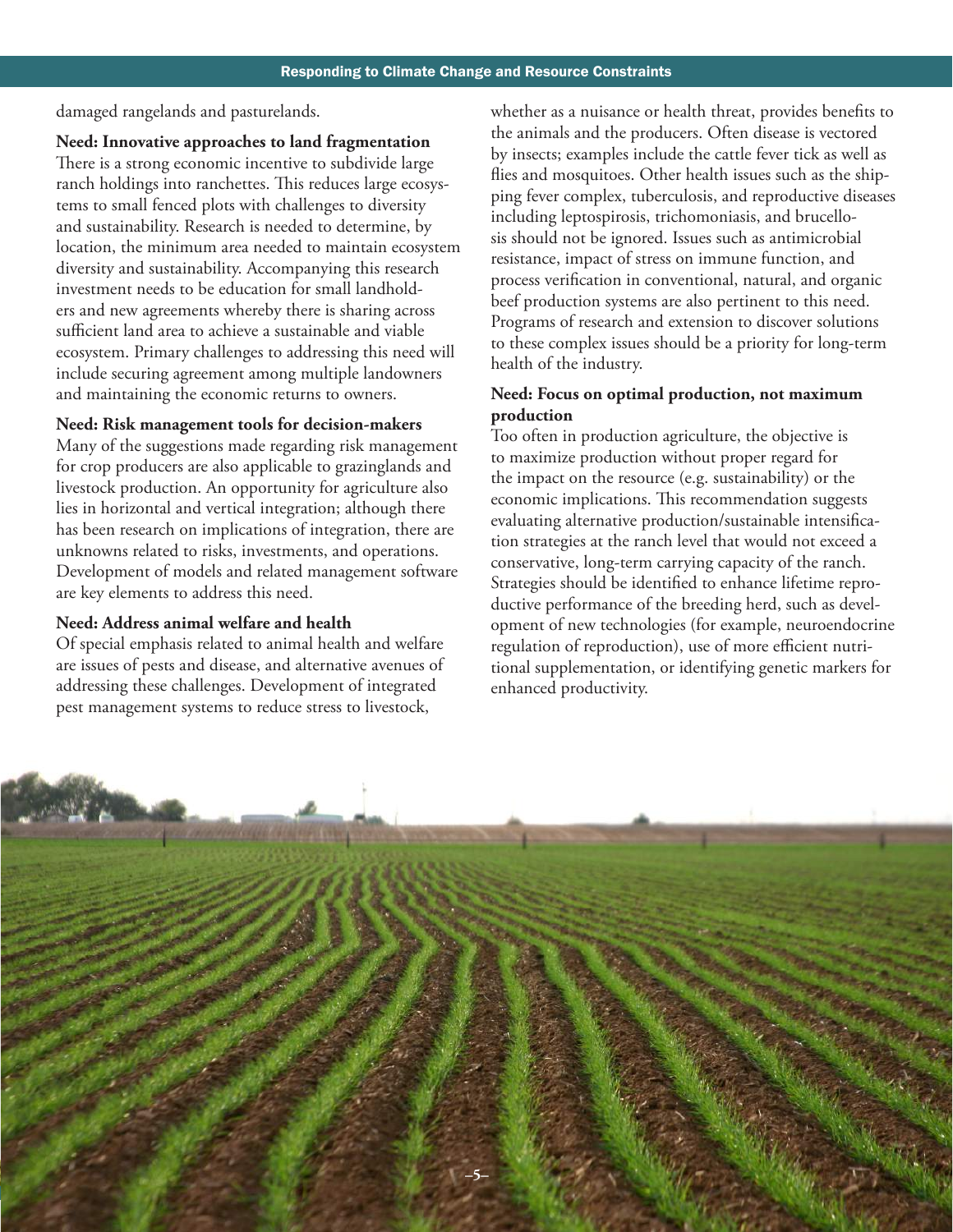damaged rangelands and pasturelands.

**Need: Innovative approaches to land fragmentation**

There is a strong economic incentive to subdivide large ranch holdings into ranchettes. This reduces large ecosystems to small fenced plots with challenges to diversity and sustainability. Research is needed to determine, by location, the minimum area needed to maintain ecosystem diversity and sustainability. Accompanying this research investment needs to be education for small landholders and new agreements whereby there is sharing across sufficient land area to achieve a sustainable and viable ecosystem. Primary challenges to addressing this need will include securing agreement among multiple landowners and maintaining the economic returns to owners.

**Need: Risk management tools for decision-makers**

Many of the suggestions made regarding risk management for crop producers are also applicable to grazinglands and livestock production. An opportunity for agriculture also lies in horizontal and vertical integration; although there has been research on implications of integration, there are unknowns related to risks, investments, and operations. Development of models and related management software are key elements to address this need.

**Need: Address animal welfare and health**

Of special emphasis related to animal health and welfare are issues of pests and disease, and alternative avenues of addressing these challenges. Development of integrated pest management systems to reduce stress to livestock, whether as a nuisance or health threat, provides benefits to the animals and the producers. Often disease is vectored by insects; examples include the cattle fever tick as well as flies and mosquitoes. Other health issues such as the shipping fever complex, tuberculosis, and reproductive diseases including leptospirosis, trichomoniasis, and brucellosis should not be ignored. Issues such as antimicrobial resistance, impact of stress on immune function, and process verification in conventional, natural, and organic beef production systems are also pertinent to this need. Programs of research and extension to discover solutions to these complex issues should be a priority for long-term health of the industry.

**Need: Focus on optimal production, not maximum production**

Too often in production agriculture, the objective is to maximize production without proper regard for the impact on the resource (e.g. sustainability) or the economic implications. This recommendation suggests evaluating alternative production/sustainable intensification strategies at the ranch level that would not exceed a conservative, long-term carrying capacity of the ranch. Strategies should be identified to enhance lifetime reproductive performance of the breeding herd, such as development of new technologies (for example, neuroendocrine regulation of reproduction), use of more efficient nutritional supplementation, or identifying genetic markers for enhanced productivity.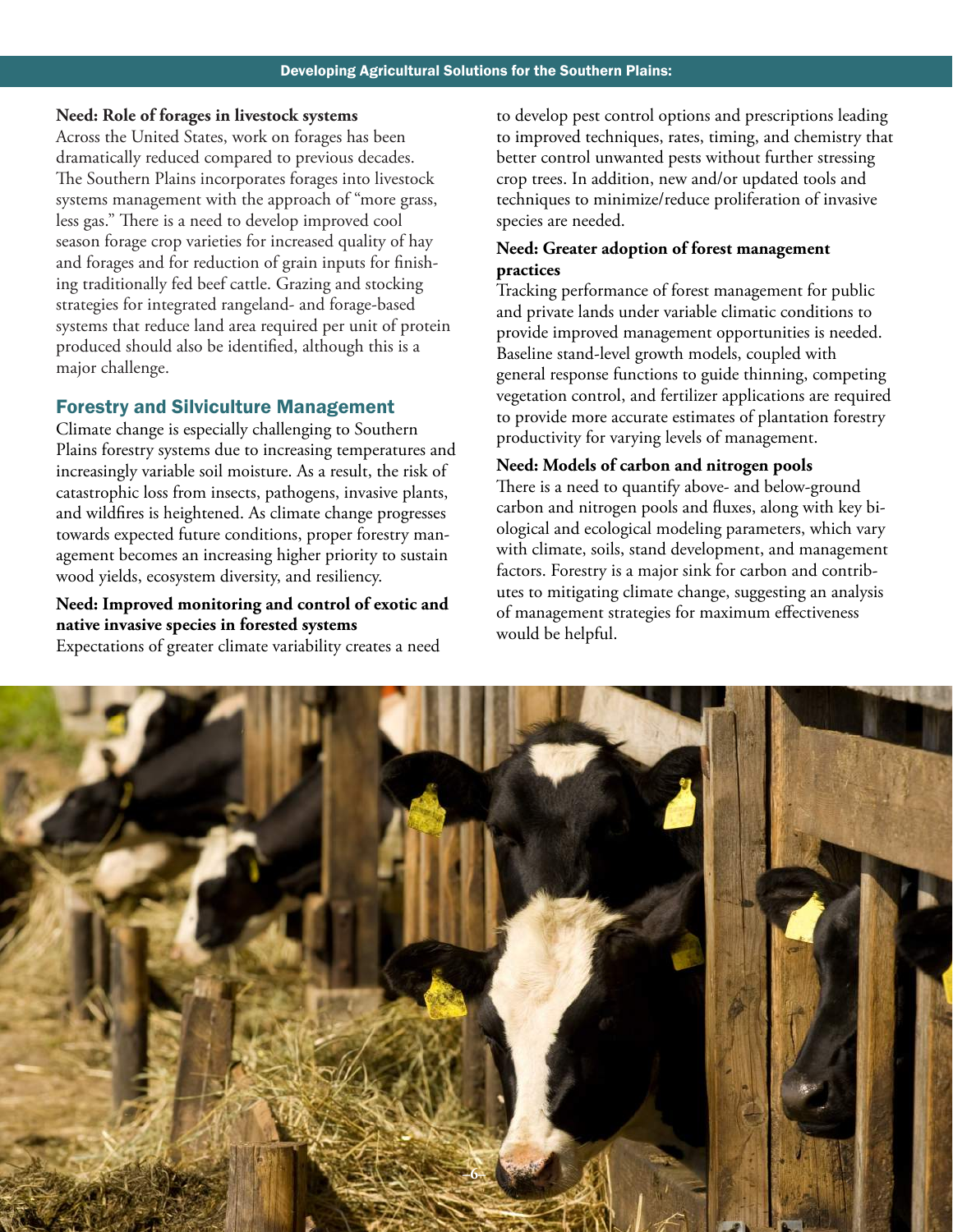**Need: Role of forages in livestock systems**

Across the United States, work on forages has been dramatically reduced compared to previous decades. The Southern Plains incorporates forages into livestock systems management with the approach of "more grass, less gas." There is a need to develop improved cool season forage crop varieties for increased quality of hay and forages and for reduction of grain inputs for finishing traditionally fed beef cattle. Grazing and stocking strategies for integrated rangeland- and forage-based systems that reduce land area required per unit of protein produced should also be identified, although this is a major challenge.

## Forestry and Silviculture Management

Climate change is especially challenging to Southern Plains forestry systems due to increasing temperatures and increasingly variable soil moisture. As a result, the risk of catastrophic loss from insects, pathogens, invasive plants, and wildfires is heightened. As climate change progresses towards expected future conditions, proper forestry management becomes an increasing higher priority to sustain wood yields, ecosystem diversity, and resiliency.

**Need: Improved monitoring and control of exotic and native invasive species in forested systems**

Expectations of greater climate variability creates a need to develop pest control options and prescriptions leading to improved techniques, rates, timing, and chemistry that better control unwanted pests without further stressing crop trees. In addition, new and/or updated tools and techniques to minimize/reduce proliferation of invasive species are needed.

**Need: Greater adoption of forest management practices**

Tracking performance of forest management for public and private lands under variable climatic conditions to provide improved management opportunities is needed. Baseline stand-level growth models, coupled with general response functions to guide thinning, competing vegetation control, and fertilizer applications are required to provide more accurate estimates of plantation forestry productivity for varying levels of management.

**Need: Models of carbon and nitrogen pools**

There is a need to quantify above- and below-ground carbon and nitrogen pools and fluxes, along with key biological and ecological modeling parameters, which vary with climate, soils, stand development, and management factors. Forestry is a major sink for carbon and contributes to mitigating climate change, suggesting an analysis of management strategies for maximum effectiveness would be helpful.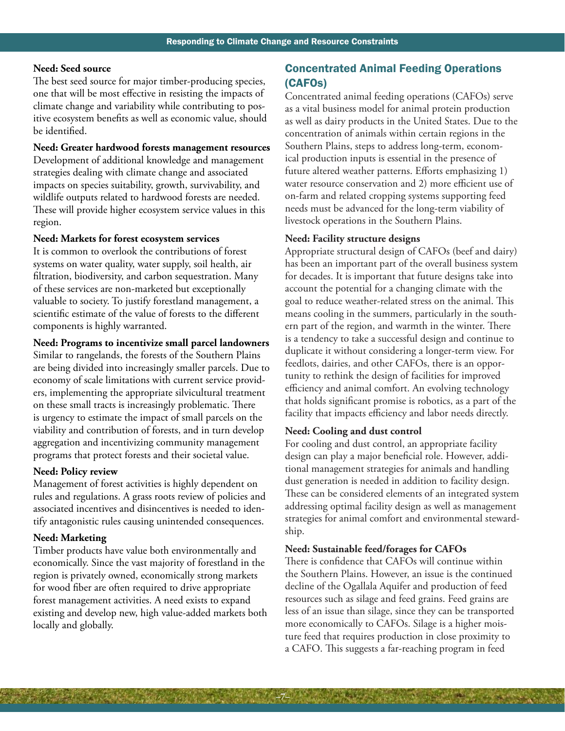**Need: Seed source**
The best seed source for major timber-producing species, one that will be most effective in resisting the impacts of climate change and variability while contributing to positive ecosystem benefits as well as economic value, should be identified.

**Need: Greater hardwood forests management resources**
Development of additional knowledge and management strategies dealing with climate change and associated impacts on species suitability, growth, survivability, and wildlife outputs related to hardwood forests are needed. These will provide higher ecosystem service values in this region.

**Need: Markets for forest ecosystem services**
It is common to overlook the contributions of forest systems on water quality, water supply, soil health, air filtration, biodiversity, and carbon sequestration. Many of these services are non-marketed but exceptionally valuable to society. To justify forestland management, a scientific estimate of the value of forests to the different components is highly warranted.

**Need: Programs to incentivize small parcel landowners**
Similar to rangelands, the forests of the Southern Plains are being divided into increasingly smaller parcels. Due to economy of scale limitations with current service providers, implementing the appropriate silvicultural treatment on these small tracts is increasingly problematic. There is urgency to estimate the impact of small parcels on the viability and contribution of forests, and in turn develop aggregation and incentivizing community management programs that protect forests and their societal value.

**Need: Policy review**
Management of forest activities is highly dependent on rules and regulations. A grass roots review of policies and associated incentives and disincentives is needed to identify antagonistic rules causing unintended consequences.

**Need: Marketing**
Timber products have value both environmentally and economically. Since the vast majority of forestland in the region is privately owned, economically strong markets for wood fiber are often required to drive appropriate forest management activities. A need exists to expand existing and develop new, high value-added markets both locally and globally.

## Concentrated Animal Feeding Operations (CAFOs)

Concentrated animal feeding operations (CAFOs) serve as a vital business model for animal protein production as well as dairy products in the United States. Due to the concentration of animals within certain regions in the Southern Plains, steps to address long-term, economical production inputs is essential in the presence of future altered weather patterns. Efforts emphasizing 1) water resource conservation and 2) more efficient use of on-farm and related cropping systems supporting feed needs must be advanced for the long-term viability of livestock operations in the Southern Plains.

**Need: Facility structure designs**
Appropriate structural design of CAFOs (beef and dairy) has been an important part of the overall business system for decades. It is important that future designs take into account the potential for a changing climate with the goal to reduce weather-related stress on the animal. This means cooling in the summers, particularly in the southern part of the region, and warmth in the winter. There is a tendency to take a successful design and continue to duplicate it without considering a longer-term view. For feedlots, dairies, and other CAFOs, there is an opportunity to rethink the design of facilities for improved efficiency and animal comfort. An evolving technology that holds significant promise is robotics, as a part of the facility that impacts efficiency and labor needs directly.

**Need: Cooling and dust control**
For cooling and dust control, an appropriate facility design can play a major beneficial role. However, additional management strategies for animals and handling dust generation is needed in addition to facility design. These can be considered elements of an integrated system addressing optimal facility design as well as management strategies for animal comfort and environmental stewardship.

**Need: Sustainable feed/forages for CAFOs**
There is confidence that CAFOs will continue within the Southern Plains. However, an issue is the continued decline of the Ogallala Aquifer and production of feed resources such as silage and feed grains. Feed grains are less of an issue than silage, since they can be transported more economically to CAFOs. Silage is a higher moisture feed that requires production in close proximity to a CAFO. This suggests a far-reaching program in feed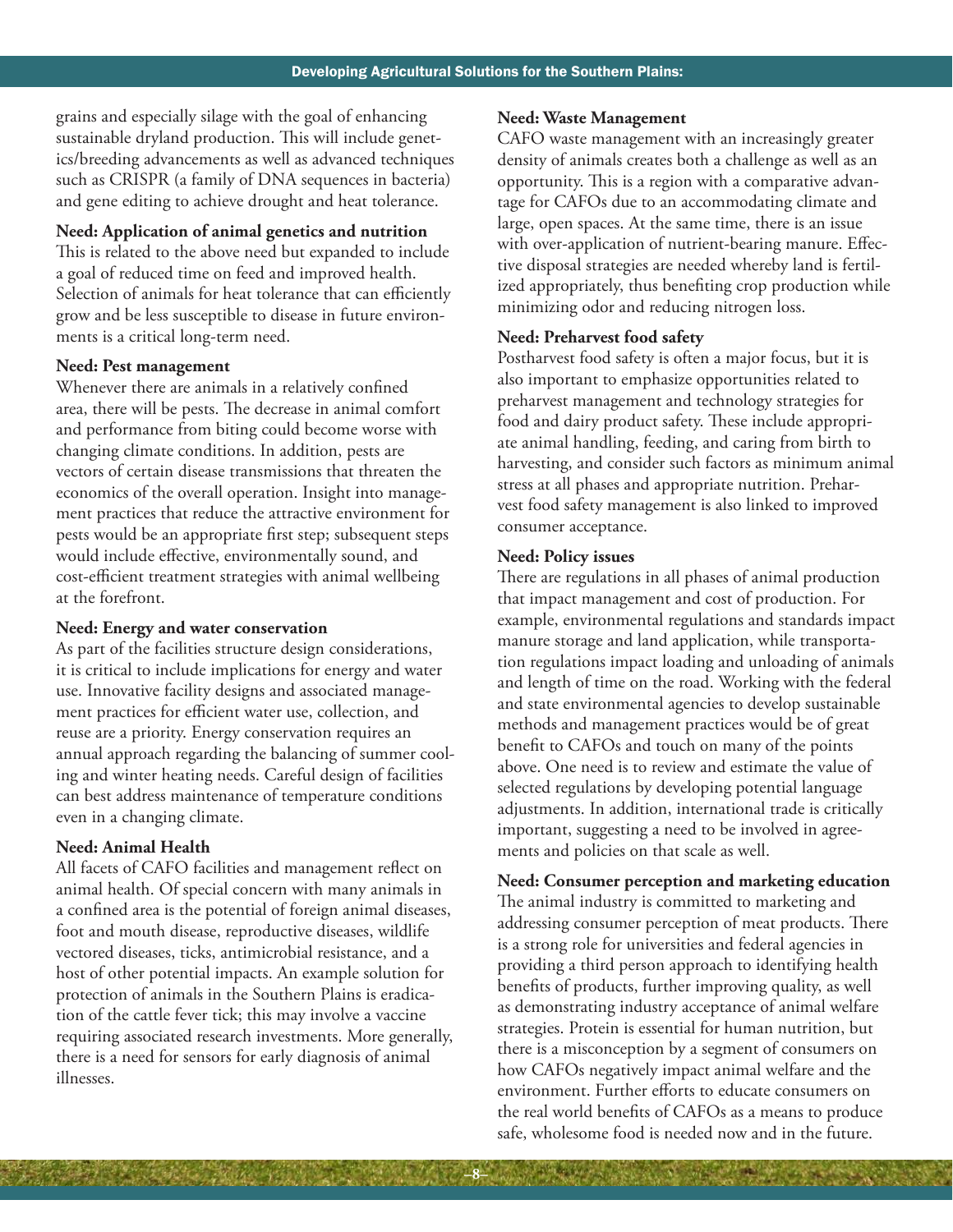grains and especially silage with the goal of enhancing sustainable dryland production. This will include genetics/breeding advancements as well as advanced techniques such as CRISPR (a family of DNA sequences in bacteria) and gene editing to achieve drought and heat tolerance.

**Need: Application of animal genetics and nutrition**
This is related to the above need but expanded to include a goal of reduced time on feed and improved health. Selection of animals for heat tolerance that can efficiently grow and be less susceptible to disease in future environments is a critical long-term need.

**Need: Pest management**
Whenever there are animals in a relatively confined area, there will be pests. The decrease in animal comfort and performance from biting could become worse with changing climate conditions. In addition, pests are vectors of certain disease transmissions that threaten the economics of the overall operation. Insight into management practices that reduce the attractive environment for pests would be an appropriate first step; subsequent steps would include effective, environmentally sound, and cost-efficient treatment strategies with animal wellbeing at the forefront.

**Need: Energy and water conservation**
As part of the facilities structure design considerations, it is critical to include implications for energy and water use. Innovative facility designs and associated management practices for efficient water use, collection, and reuse are a priority. Energy conservation requires an annual approach regarding the balancing of summer cooling and winter heating needs. Careful design of facilities can best address maintenance of temperature conditions even in a changing climate.

**Need: Animal Health**
All facets of CAFO facilities and management reflect on animal health. Of special concern with many animals in a confined area is the potential of foreign animal diseases, foot and mouth disease, reproductive diseases, wildlife vectored diseases, ticks, antimicrobial resistance, and a host of other potential impacts. An example solution for protection of animals in the Southern Plains is eradication of the cattle fever tick; this may involve a vaccine requiring associated research investments. More generally, there is a need for sensors for early diagnosis of animal illnesses.

**Need: Waste Management**
CAFO waste management with an increasingly greater density of animals creates both a challenge as well as an opportunity. This is a region with a comparative advantage for CAFOs due to an accommodating climate and large, open spaces. At the same time, there is an issue with over-application of nutrient-bearing manure. Effective disposal strategies are needed whereby land is fertilized appropriately, thus benefiting crop production while minimizing odor and reducing nitrogen loss.

**Need: Preharvest food safety**
Postharvest food safety is often a major focus, but it is also important to emphasize opportunities related to preharvest management and technology strategies for food and dairy product safety. These include appropriate animal handling, feeding, and caring from birth to harvesting, and consider such factors as minimum animal stress at all phases and appropriate nutrition. Preharvest food safety management is also linked to improved consumer acceptance.

**Need: Policy issues**
There are regulations in all phases of animal production that impact management and cost of production. For example, environmental regulations and standards impact manure storage and land application, while transportation regulations impact loading and unloading of animals and length of time on the road. Working with the federal and state environmental agencies to develop sustainable methods and management practices would be of great benefit to CAFOs and touch on many of the points above. One need is to review and estimate the value of selected regulations by developing potential language adjustments. In addition, international trade is critically important, suggesting a need to be involved in agreements and policies on that scale as well.

**Need: Consumer perception and marketing education**
The animal industry is committed to marketing and addressing consumer perception of meat products. There is a strong role for universities and federal agencies in providing a third person approach to identifying health benefits of products, further improving quality, as well as demonstrating industry acceptance of animal welfare strategies. Protein is essential for human nutrition, but there is a misconception by a segment of consumers on how CAFOs negatively impact animal welfare and the environment. Further efforts to educate consumers on the real world benefits of CAFOs as a means to produce safe, wholesome food is needed now and in the future.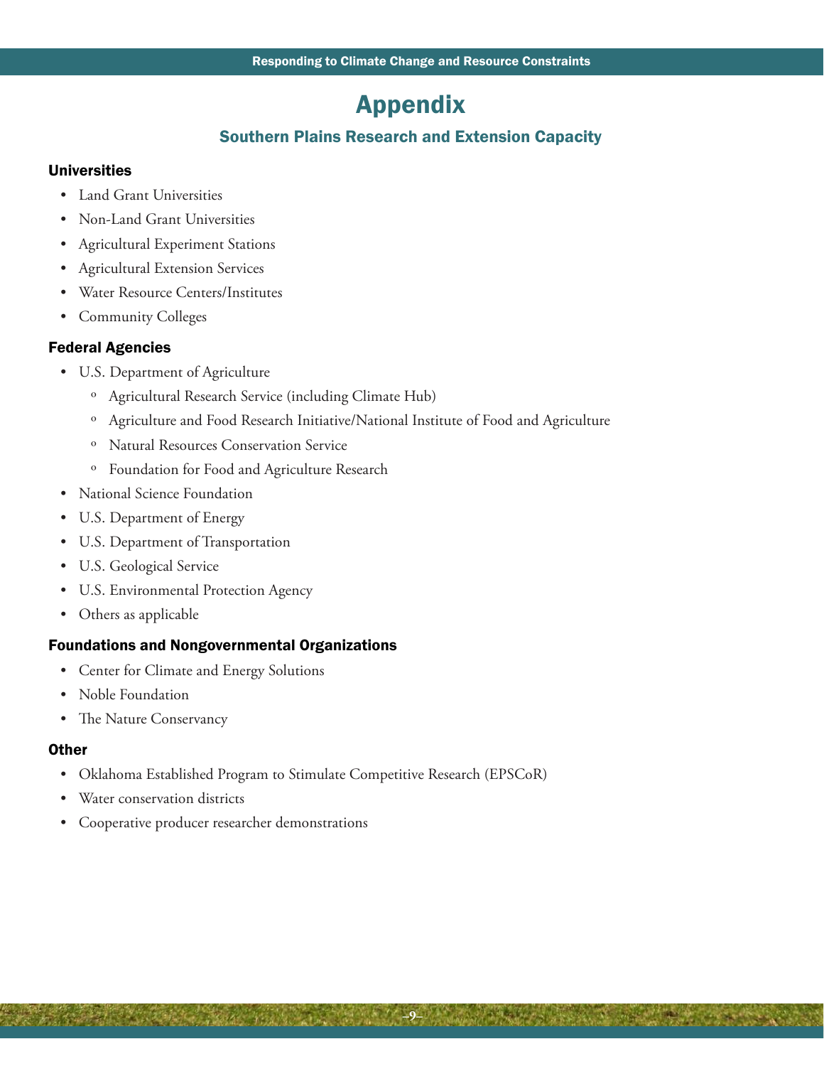# Appendix

## Southern Plains Research and Extension Capacity

### Universities

- Land Grant Universities
- Non-Land Grant Universities
- Agricultural Experiment Stations
- Agricultural Extension Services
- Water Resource Centers/Institutes
- Community Colleges

### Federal Agencies

- U.S. Department of Agriculture
  - Agricultural Research Service (including Climate Hub)
  - Agriculture and Food Research Initiative/National Institute of Food and Agriculture
  - Natural Resources Conservation Service
  - Foundation for Food and Agriculture Research
- National Science Foundation
- U.S. Department of Energy
- U.S. Department of Transportation
- U.S. Geological Service
- U.S. Environmental Protection Agency
- Others as applicable

### Foundations and Nongovernmental Organizations

- Center for Climate and Energy Solutions
- Noble Foundation
- The Nature Conservancy

### Other

- Oklahoma Established Program to Stimulate Competitive Research (EPSCoR)
- Water conservation districts
- Cooperative producer researcher demonstrations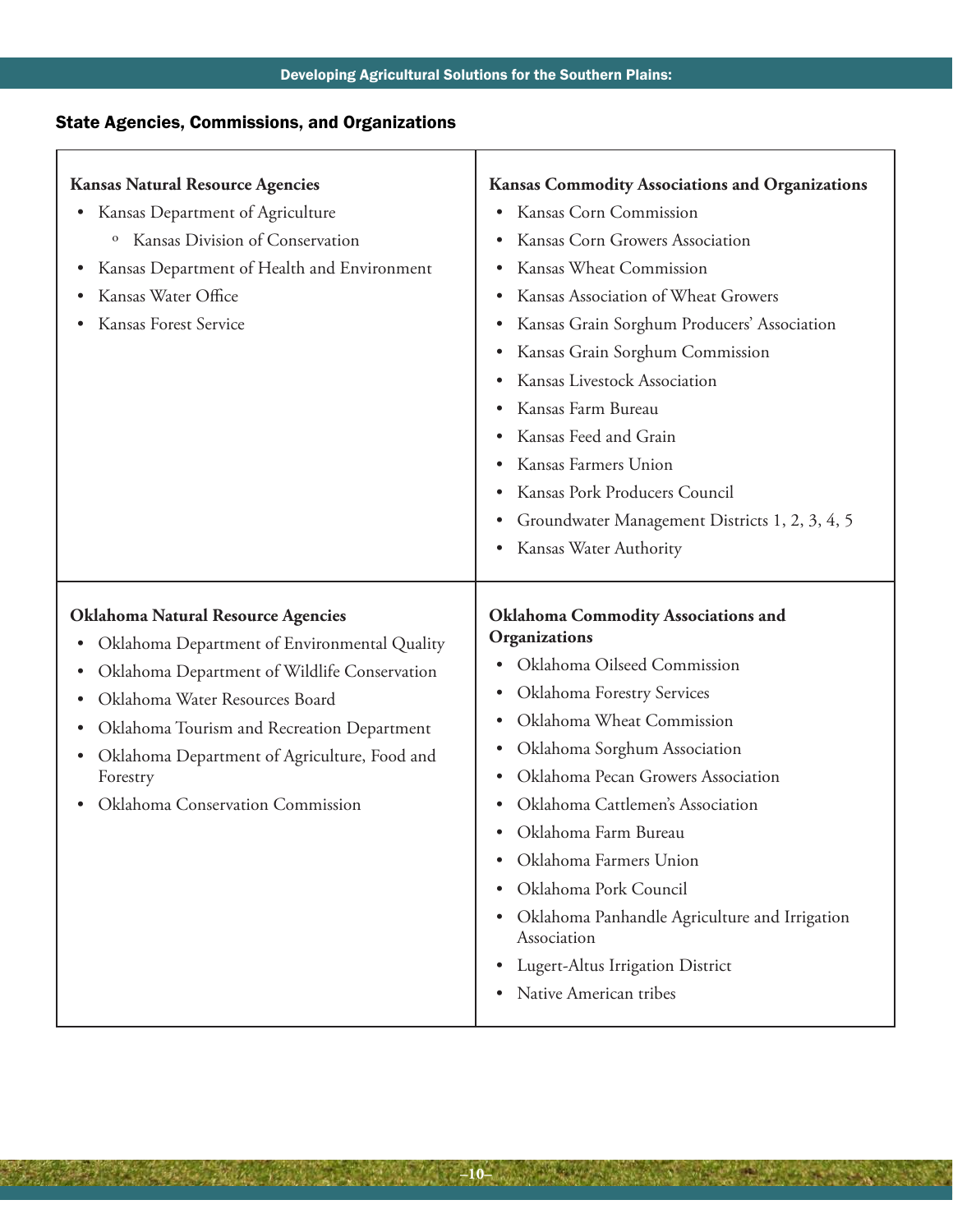## State Agencies, Commissions, and Organizations

**Kansas Natural Resource Agencies**

- Kansas Department of Agriculture
  - Kansas Division of Conservation
- Kansas Department of Health and Environment
- Kansas Water Office
- Kansas Forest Service

**Kansas Commodity Associations and Organizations**

- Kansas Corn Commission
- Kansas Corn Growers Association
- Kansas Wheat Commission
- Kansas Association of Wheat Growers
- Kansas Grain Sorghum Producers' Association
- Kansas Grain Sorghum Commission
- Kansas Livestock Association
- Kansas Farm Bureau
- Kansas Feed and Grain
- Kansas Farmers Union
- Kansas Pork Producers Council
- Groundwater Management Districts 1, 2, 3, 4, 5
- Kansas Water Authority

**Oklahoma Natural Resource Agencies**

- Oklahoma Department of Environmental Quality
- Oklahoma Department of Wildlife Conservation
- Oklahoma Water Resources Board
- Oklahoma Tourism and Recreation Department
- Oklahoma Department of Agriculture, Food and Forestry
- Oklahoma Conservation Commission

**Oklahoma Commodity Associations and Organizations**

- Oklahoma Oilseed Commission
- Oklahoma Forestry Services
- Oklahoma Wheat Commission
- Oklahoma Sorghum Association
- Oklahoma Pecan Growers Association
- Oklahoma Cattlemen's Association
- Oklahoma Farm Bureau
- Oklahoma Farmers Union
- Oklahoma Pork Council
- Oklahoma Panhandle Agriculture and Irrigation Association
- Lugert-Altus Irrigation District
- Native American tribes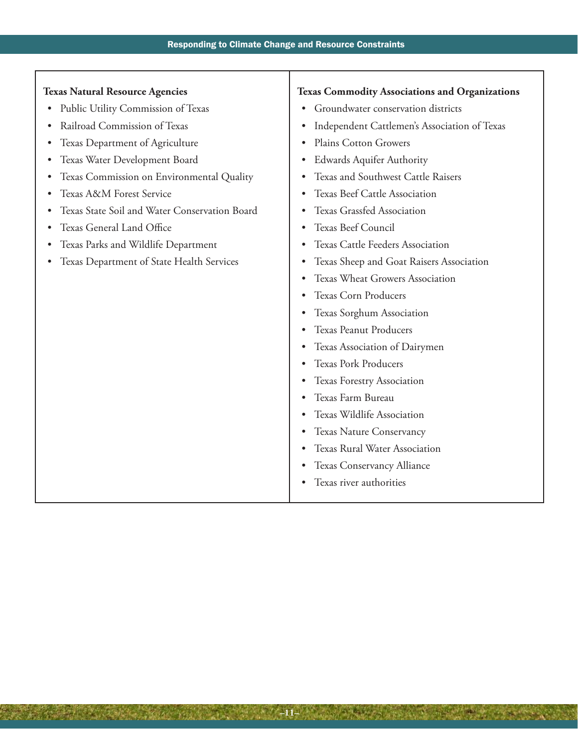**Texas Natural Resource Agencies**

- Public Utility Commission of Texas
- Railroad Commission of Texas
- Texas Department of Agriculture
- Texas Water Development Board
- Texas Commission on Environmental Quality
- Texas A&M Forest Service
- Texas State Soil and Water Conservation Board
- Texas General Land Office
- Texas Parks and Wildlife Department
- Texas Department of State Health Services

**Texas Commodity Associations and Organizations**

- Groundwater conservation districts
- Independent Cattlemen's Association of Texas
- Plains Cotton Growers
- Edwards Aquifer Authority
- Texas and Southwest Cattle Raisers
- Texas Beef Cattle Association
- Texas Grassfed Association
- Texas Beef Council
- Texas Cattle Feeders Association
- Texas Sheep and Goat Raisers Association
- Texas Wheat Growers Association
- Texas Corn Producers
- Texas Sorghum Association
- Texas Peanut Producers
- Texas Association of Dairymen
- Texas Pork Producers
- Texas Forestry Association
- Texas Farm Bureau
- Texas Wildlife Association
- Texas Nature Conservancy
- Texas Rural Water Association
- Texas Conservancy Alliance
- Texas river authorities